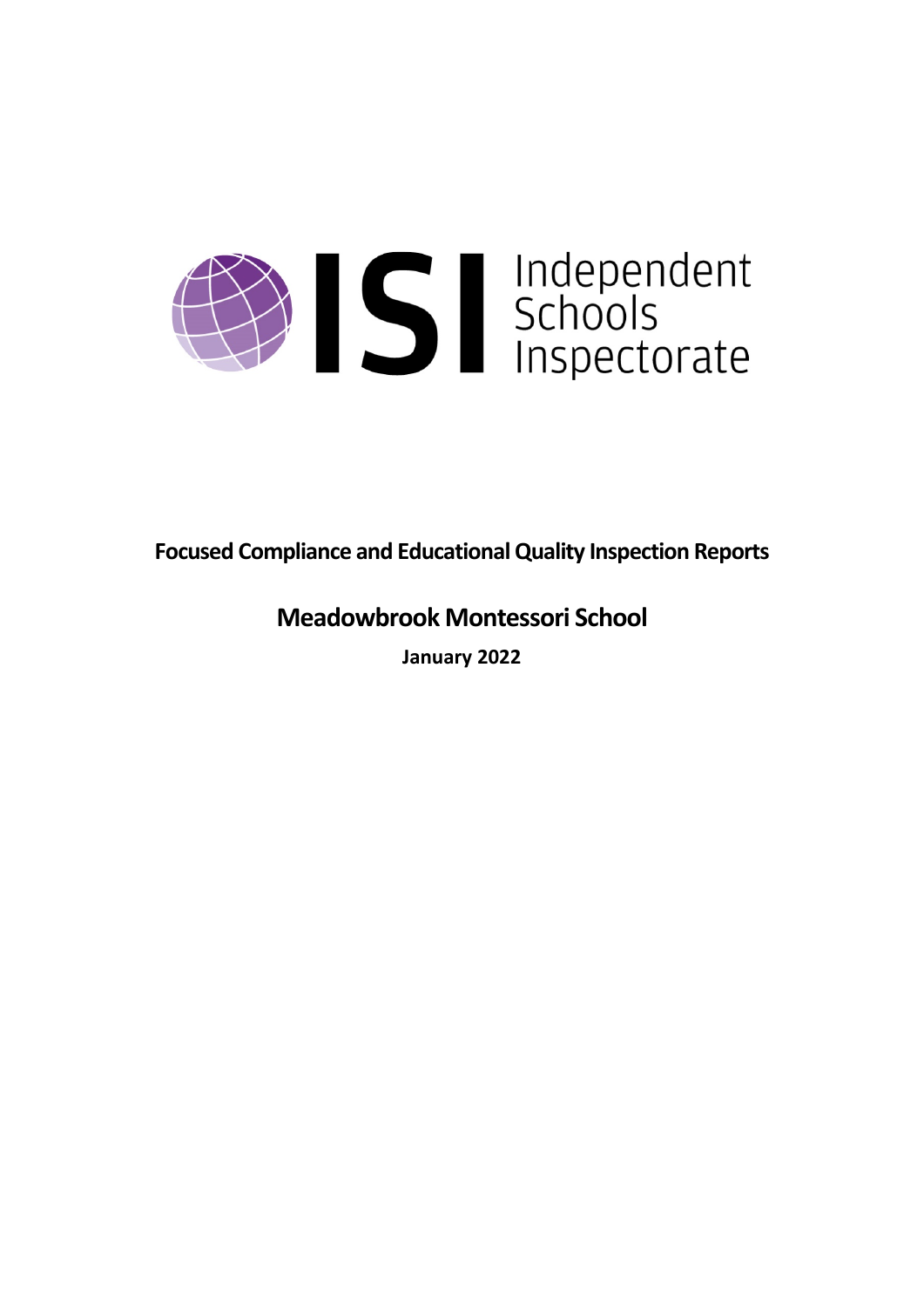Independent Schools Inspectorate

**Focused Compliance and Educational Quality Inspection Reports**

# Meadowbrook Montessori School

**January 2022**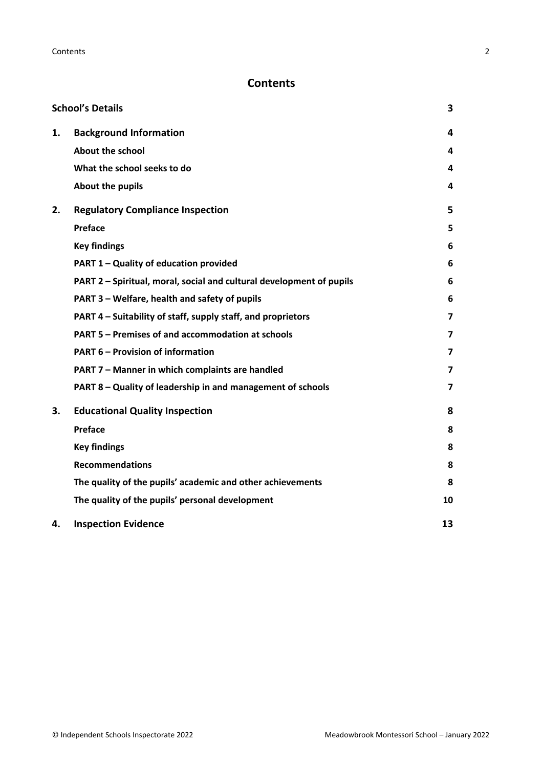# Contents

| | | |
|---|---|---|
| **School's Details** | | **3** |
| **1.** | **Background Information** | **4** |
| | **About the school** | **4** |
| | **What the school seeks to do** | **4** |
| | **About the pupils** | **4** |
| **2.** | **Regulatory Compliance Inspection** | **5** |
| | **Preface** | **5** |
| | **Key findings** | **6** |
| | **PART 1 – Quality of education provided** | **6** |
| | **PART 2 – Spiritual, moral, social and cultural development of pupils** | **6** |
| | **PART 3 – Welfare, health and safety of pupils** | **6** |
| | **PART 4 – Suitability of staff, supply staff, and proprietors** | **7** |
| | **PART 5 – Premises of and accommodation at schools** | **7** |
| | **PART 6 – Provision of information** | **7** |
| | **PART 7 – Manner in which complaints are handled** | **7** |
| | **PART 8 – Quality of leadership in and management of schools** | **7** |
| **3.** | **Educational Quality Inspection** | **8** |
| | **Preface** | **8** |
| | **Key findings** | **8** |
| | **Recommendations** | **8** |
| | **The quality of the pupils' academic and other achievements** | **8** |
| | **The quality of the pupils' personal development** | **10** |
| **4.** | **Inspection Evidence** | **13** |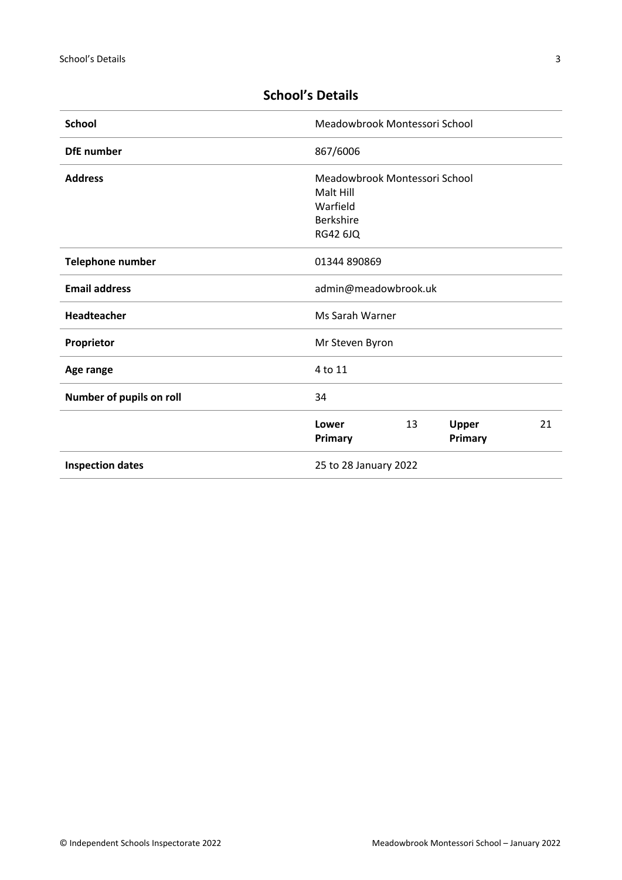## School's Details

| | | | | |
|---|---|---|---|---|
| **School** | Meadowbrook Montessori School | | | |
| **DfE number** | 867/6006 | | | |
| **Address** | Meadowbrook Montessori School<br>Malt Hill<br>Warfield<br>Berkshire<br>RG42 6JQ | | | |
| **Telephone number** | 01344 890869 | | | |
| **Email address** | admin@meadowbrook.uk | | | |
| **Headteacher** | Ms Sarah Warner | | | |
| **Proprietor** | Mr Steven Byron | | | |
| **Age range** | 4 to 11 | | | |
| **Number of pupils on roll** | 34 | | | |
| | **Lower Primary** | 13 | **Upper Primary** | 21 |
| **Inspection dates** | 25 to 28 January 2022 | | | |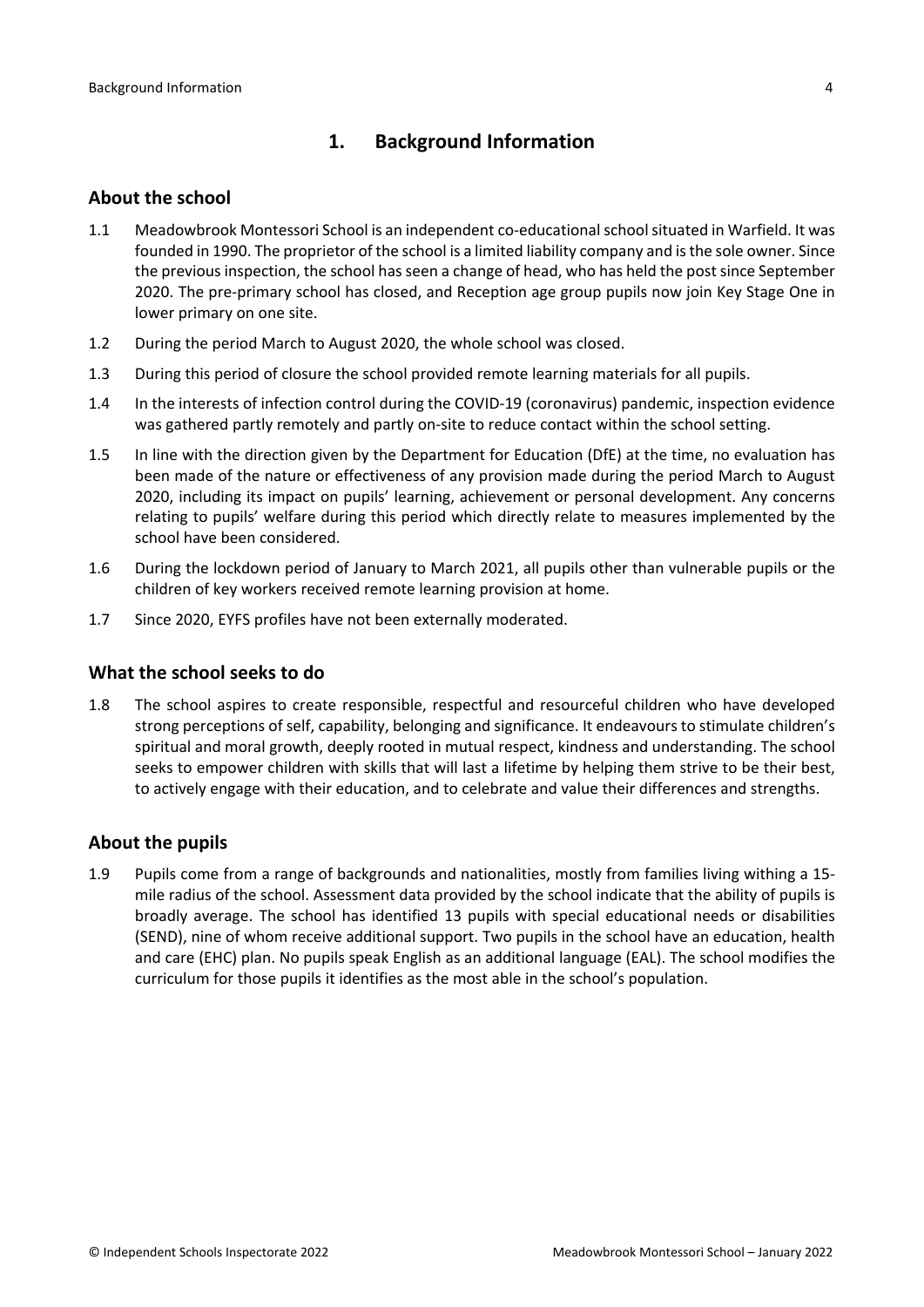# 1. Background Information

## About the school

1.1 Meadowbrook Montessori School is an independent co-educational school situated in Warfield. It was founded in 1990. The proprietor of the school is a limited liability company and is the sole owner. Since the previous inspection, the school has seen a change of head, who has held the post since September 2020. The pre-primary school has closed, and Reception age group pupils now join Key Stage One in lower primary on one site.

1.2 During the period March to August 2020, the whole school was closed.

1.3 During this period of closure the school provided remote learning materials for all pupils.

1.4 In the interests of infection control during the COVID-19 (coronavirus) pandemic, inspection evidence was gathered partly remotely and partly on-site to reduce contact within the school setting.

1.5 In line with the direction given by the Department for Education (DfE) at the time, no evaluation has been made of the nature or effectiveness of any provision made during the period March to August 2020, including its impact on pupils' learning, achievement or personal development. Any concerns relating to pupils' welfare during this period which directly relate to measures implemented by the school have been considered.

1.6 During the lockdown period of January to March 2021, all pupils other than vulnerable pupils or the children of key workers received remote learning provision at home.

1.7 Since 2020, EYFS profiles have not been externally moderated.

## What the school seeks to do

1.8 The school aspires to create responsible, respectful and resourceful children who have developed strong perceptions of self, capability, belonging and significance. It endeavours to stimulate children's spiritual and moral growth, deeply rooted in mutual respect, kindness and understanding. The school seeks to empower children with skills that will last a lifetime by helping them strive to be their best, to actively engage with their education, and to celebrate and value their differences and strengths.

## About the pupils

1.9 Pupils come from a range of backgrounds and nationalities, mostly from families living withing a 15-mile radius of the school. Assessment data provided by the school indicate that the ability of pupils is broadly average. The school has identified 13 pupils with special educational needs or disabilities (SEND), nine of whom receive additional support. Two pupils in the school have an education, health and care (EHC) plan. No pupils speak English as an additional language (EAL). The school modifies the curriculum for those pupils it identifies as the most able in the school's population.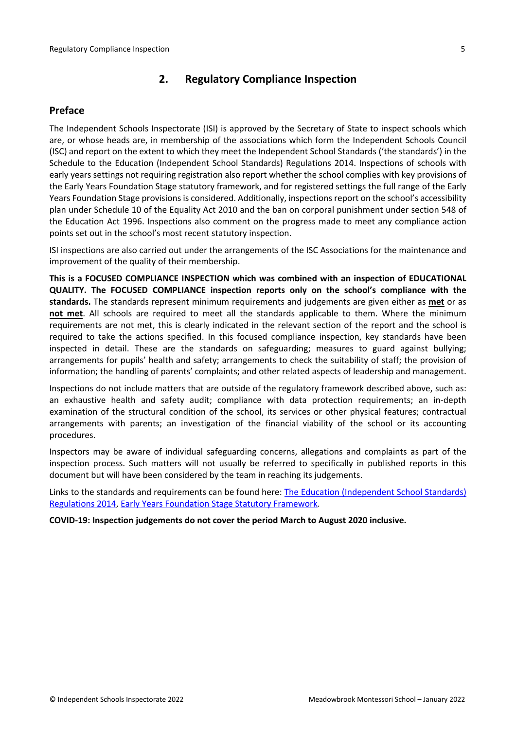## 2. Regulatory Compliance Inspection

### Preface

The Independent Schools Inspectorate (ISI) is approved by the Secretary of State to inspect schools which are, or whose heads are, in membership of the associations which form the Independent Schools Council (ISC) and report on the extent to which they meet the Independent School Standards ('the standards') in the Schedule to the Education (Independent School Standards) Regulations 2014. Inspections of schools with early years settings not requiring registration also report whether the school complies with key provisions of the Early Years Foundation Stage statutory framework, and for registered settings the full range of the Early Years Foundation Stage provisions is considered. Additionally, inspections report on the school's accessibility plan under Schedule 10 of the Equality Act 2010 and the ban on corporal punishment under section 548 of the Education Act 1996. Inspections also comment on the progress made to meet any compliance action points set out in the school's most recent statutory inspection.

ISI inspections are also carried out under the arrangements of the ISC Associations for the maintenance and improvement of the quality of their membership.

**This is a FOCUSED COMPLIANCE INSPECTION which was combined with an inspection of EDUCATIONAL QUALITY. The FOCUSED COMPLIANCE inspection reports only on the school's compliance with the standards.** The standards represent minimum requirements and judgements are given either as **met** or as **not met**. All schools are required to meet all the standards applicable to them. Where the minimum requirements are not met, this is clearly indicated in the relevant section of the report and the school is required to take the actions specified. In this focused compliance inspection, key standards have been inspected in detail. These are the standards on safeguarding; measures to guard against bullying; arrangements for pupils' health and safety; arrangements to check the suitability of staff; the provision of information; the handling of parents' complaints; and other related aspects of leadership and management.

Inspections do not include matters that are outside of the regulatory framework described above, such as: an exhaustive health and safety audit; compliance with data protection requirements; an in-depth examination of the structural condition of the school, its services or other physical features; contractual arrangements with parents; an investigation of the financial viability of the school or its accounting procedures.

Inspectors may be aware of individual safeguarding concerns, allegations and complaints as part of the inspection process. Such matters will not usually be referred to specifically in published reports in this document but will have been considered by the team in reaching its judgements.

Links to the standards and requirements can be found here: The Education (Independent School Standards) Regulations 2014, Early Years Foundation Stage Statutory Framework.

**COVID-19: Inspection judgements do not cover the period March to August 2020 inclusive.**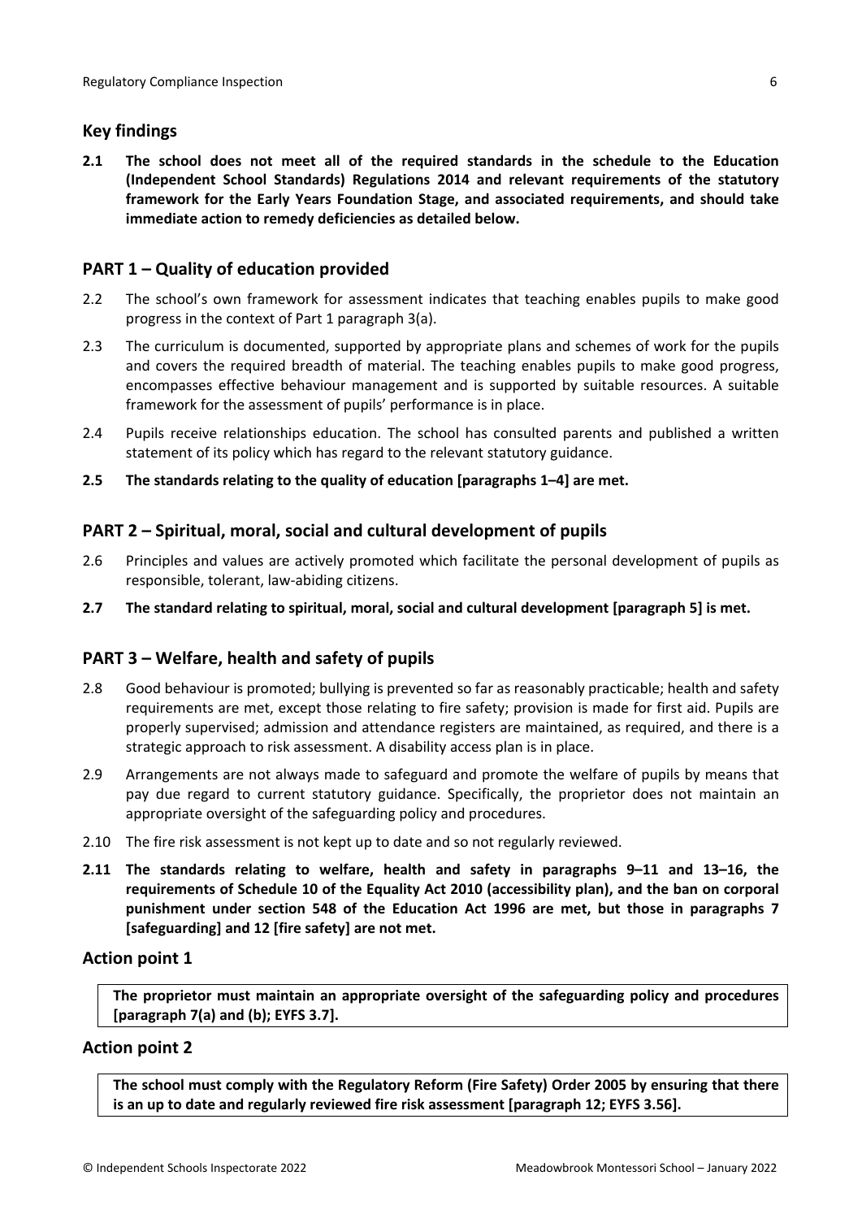## Key findings

**2.1 The school does not meet all of the required standards in the schedule to the Education (Independent School Standards) Regulations 2014 and relevant requirements of the statutory framework for the Early Years Foundation Stage, and associated requirements, and should take immediate action to remedy deficiencies as detailed below.**

## PART 1 – Quality of education provided

2.2 The school's own framework for assessment indicates that teaching enables pupils to make good progress in the context of Part 1 paragraph 3(a).

2.3 The curriculum is documented, supported by appropriate plans and schemes of work for the pupils and covers the required breadth of material. The teaching enables pupils to make good progress, encompasses effective behaviour management and is supported by suitable resources. A suitable framework for the assessment of pupils' performance is in place.

2.4 Pupils receive relationships education. The school has consulted parents and published a written statement of its policy which has regard to the relevant statutory guidance.

**2.5 The standards relating to the quality of education [paragraphs 1–4] are met.**

## PART 2 – Spiritual, moral, social and cultural development of pupils

2.6 Principles and values are actively promoted which facilitate the personal development of pupils as responsible, tolerant, law-abiding citizens.

**2.7 The standard relating to spiritual, moral, social and cultural development [paragraph 5] is met.**

## PART 3 – Welfare, health and safety of pupils

2.8 Good behaviour is promoted; bullying is prevented so far as reasonably practicable; health and safety requirements are met, except those relating to fire safety; provision is made for first aid. Pupils are properly supervised; admission and attendance registers are maintained, as required, and there is a strategic approach to risk assessment. A disability access plan is in place.

2.9 Arrangements are not always made to safeguard and promote the welfare of pupils by means that pay due regard to current statutory guidance. Specifically, the proprietor does not maintain an appropriate oversight of the safeguarding policy and procedures.

2.10 The fire risk assessment is not kept up to date and so not regularly reviewed.

**2.11 The standards relating to welfare, health and safety in paragraphs 9–11 and 13–16, the requirements of Schedule 10 of the Equality Act 2010 (accessibility plan), and the ban on corporal punishment under section 548 of the Education Act 1996 are met, but those in paragraphs 7 [safeguarding] and 12 [fire safety] are not met.**

### Action point 1

**The proprietor must maintain an appropriate oversight of the safeguarding policy and procedures [paragraph 7(a) and (b); EYFS 3.7].**

### Action point 2

**The school must comply with the Regulatory Reform (Fire Safety) Order 2005 by ensuring that there is an up to date and regularly reviewed fire risk assessment [paragraph 12; EYFS 3.56].**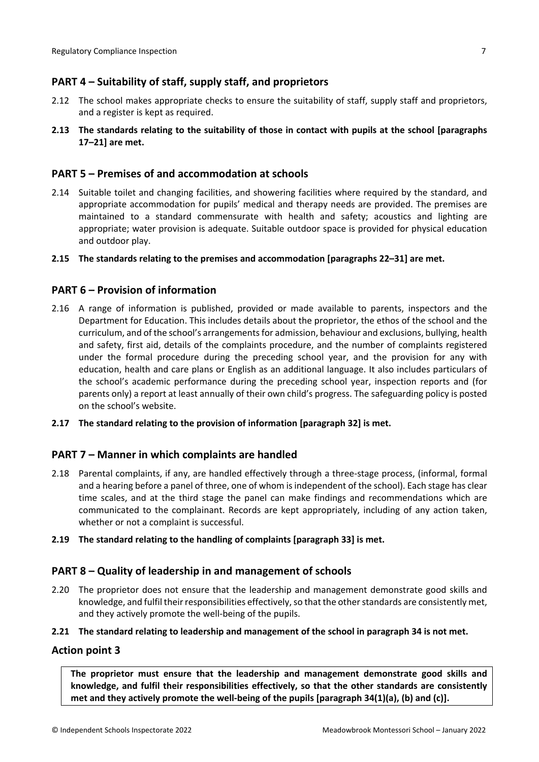## PART 4 – Suitability of staff, supply staff, and proprietors

2.12 The school makes appropriate checks to ensure the suitability of staff, supply staff and proprietors, and a register is kept as required.

**2.13 The standards relating to the suitability of those in contact with pupils at the school [paragraphs 17–21] are met.**

## PART 5 – Premises of and accommodation at schools

2.14 Suitable toilet and changing facilities, and showering facilities where required by the standard, and appropriate accommodation for pupils' medical and therapy needs are provided. The premises are maintained to a standard commensurate with health and safety; acoustics and lighting are appropriate; water provision is adequate. Suitable outdoor space is provided for physical education and outdoor play.

**2.15 The standards relating to the premises and accommodation [paragraphs 22–31] are met.**

## PART 6 – Provision of information

2.16 A range of information is published, provided or made available to parents, inspectors and the Department for Education. This includes details about the proprietor, the ethos of the school and the curriculum, and of the school's arrangements for admission, behaviour and exclusions, bullying, health and safety, first aid, details of the complaints procedure, and the number of complaints registered under the formal procedure during the preceding school year, and the provision for any with education, health and care plans or English as an additional language. It also includes particulars of the school's academic performance during the preceding school year, inspection reports and (for parents only) a report at least annually of their own child's progress. The safeguarding policy is posted on the school's website.

**2.17 The standard relating to the provision of information [paragraph 32] is met.**

## PART 7 – Manner in which complaints are handled

2.18 Parental complaints, if any, are handled effectively through a three-stage process, (informal, formal and a hearing before a panel of three, one of whom is independent of the school). Each stage has clear time scales, and at the third stage the panel can make findings and recommendations which are communicated to the complainant. Records are kept appropriately, including of any action taken, whether or not a complaint is successful.

**2.19 The standard relating to the handling of complaints [paragraph 33] is met.**

## PART 8 – Quality of leadership in and management of schools

2.20 The proprietor does not ensure that the leadership and management demonstrate good skills and knowledge, and fulfil their responsibilities effectively, so that the other standards are consistently met, and they actively promote the well-being of the pupils.

**2.21 The standard relating to leadership and management of the school in paragraph 34 is not met.**

### Action point 3

**The proprietor must ensure that the leadership and management demonstrate good skills and knowledge, and fulfil their responsibilities effectively, so that the other standards are consistently met and they actively promote the well-being of the pupils [paragraph 34(1)(a), (b) and (c)].**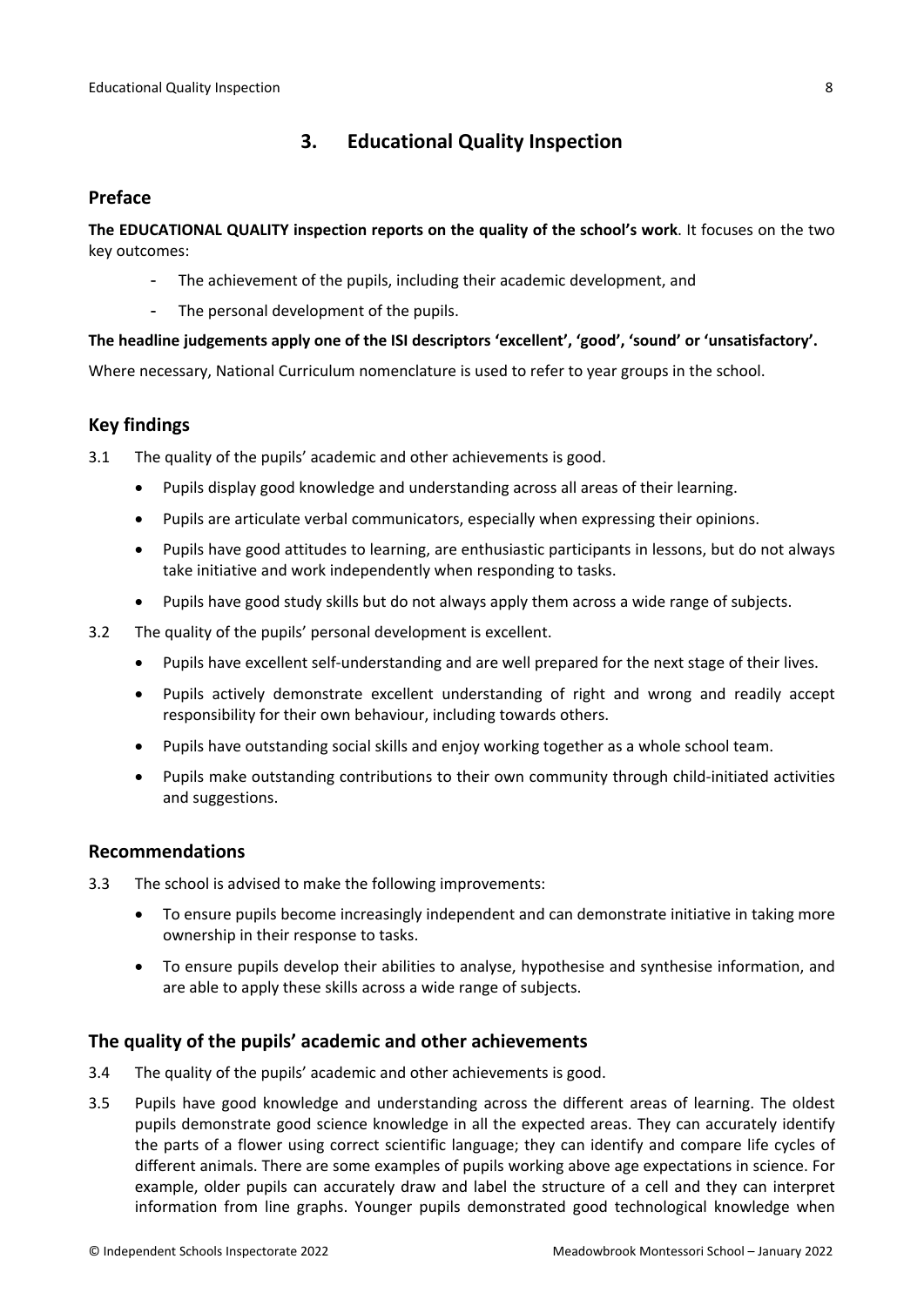## 3. Educational Quality Inspection

### Preface

**The EDUCATIONAL QUALITY inspection reports on the quality of the school's work**. It focuses on the two key outcomes:

- The achievement of the pupils, including their academic development, and
- The personal development of the pupils.

**The headline judgements apply one of the ISI descriptors 'excellent', 'good', 'sound' or 'unsatisfactory'.**

Where necessary, National Curriculum nomenclature is used to refer to year groups in the school.

### Key findings

3.1 The quality of the pupils' academic and other achievements is good.

- Pupils display good knowledge and understanding across all areas of their learning.
- Pupils are articulate verbal communicators, especially when expressing their opinions.
- Pupils have good attitudes to learning, are enthusiastic participants in lessons, but do not always take initiative and work independently when responding to tasks.
- Pupils have good study skills but do not always apply them across a wide range of subjects.

3.2 The quality of the pupils' personal development is excellent.

- Pupils have excellent self-understanding and are well prepared for the next stage of their lives.
- Pupils actively demonstrate excellent understanding of right and wrong and readily accept responsibility for their own behaviour, including towards others.
- Pupils have outstanding social skills and enjoy working together as a whole school team.
- Pupils make outstanding contributions to their own community through child-initiated activities and suggestions.

### Recommendations

3.3 The school is advised to make the following improvements:

- To ensure pupils become increasingly independent and can demonstrate initiative in taking more ownership in their response to tasks.
- To ensure pupils develop their abilities to analyse, hypothesise and synthesise information, and are able to apply these skills across a wide range of subjects.

### The quality of the pupils' academic and other achievements

3.4 The quality of the pupils' academic and other achievements is good.

3.5 Pupils have good knowledge and understanding across the different areas of learning. The oldest pupils demonstrate good science knowledge in all the expected areas. They can accurately identify the parts of a flower using correct scientific language; they can identify and compare life cycles of different animals. There are some examples of pupils working above age expectations in science. For example, older pupils can accurately draw and label the structure of a cell and they can interpret information from line graphs. Younger pupils demonstrated good technological knowledge when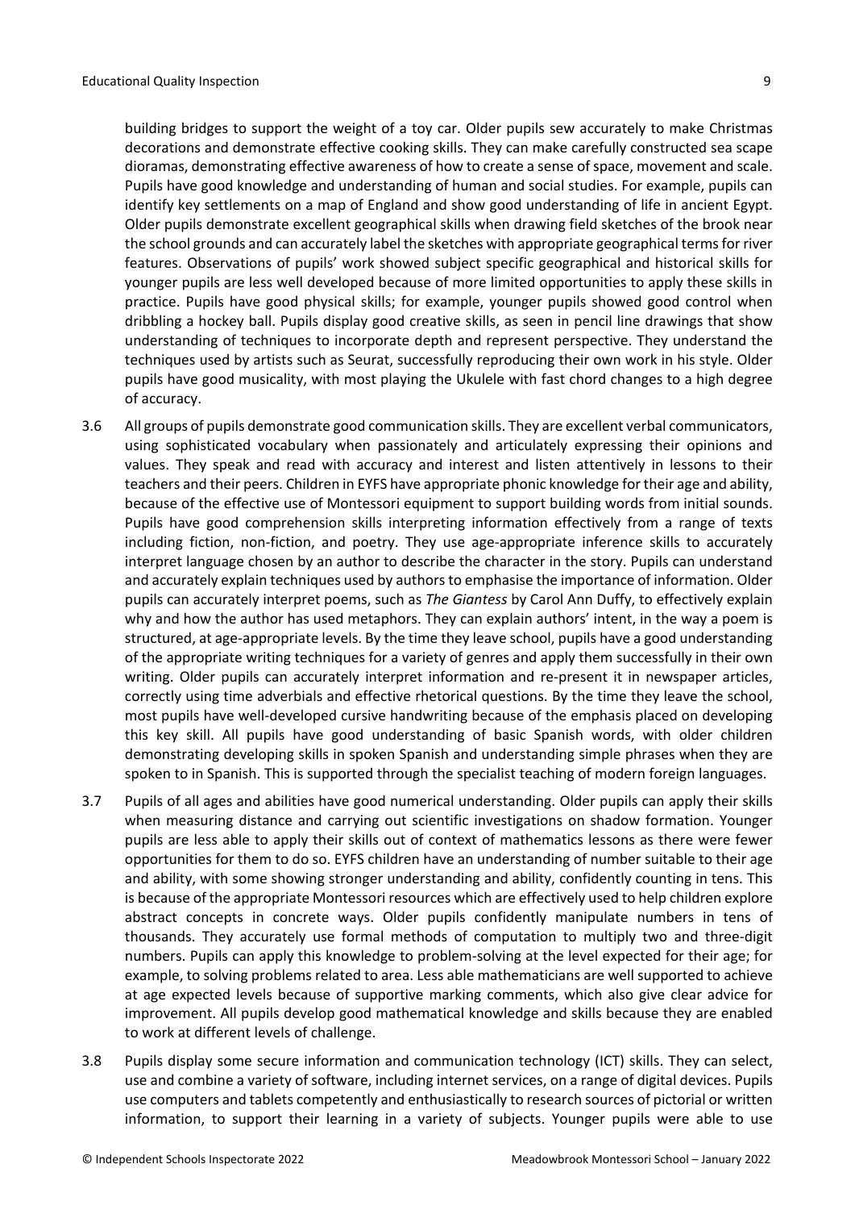building bridges to support the weight of a toy car. Older pupils sew accurately to make Christmas decorations and demonstrate effective cooking skills. They can make carefully constructed sea scape dioramas, demonstrating effective awareness of how to create a sense of space, movement and scale. Pupils have good knowledge and understanding of human and social studies. For example, pupils can identify key settlements on a map of England and show good understanding of life in ancient Egypt. Older pupils demonstrate excellent geographical skills when drawing field sketches of the brook near the school grounds and can accurately label the sketches with appropriate geographical terms for river features. Observations of pupils' work showed subject specific geographical and historical skills for younger pupils are less well developed because of more limited opportunities to apply these skills in practice. Pupils have good physical skills; for example, younger pupils showed good control when dribbling a hockey ball. Pupils display good creative skills, as seen in pencil line drawings that show understanding of techniques to incorporate depth and represent perspective. They understand the techniques used by artists such as Seurat, successfully reproducing their own work in his style. Older pupils have good musicality, with most playing the Ukulele with fast chord changes to a high degree of accuracy.

3.6 All groups of pupils demonstrate good communication skills. They are excellent verbal communicators, using sophisticated vocabulary when passionately and articulately expressing their opinions and values. They speak and read with accuracy and interest and listen attentively in lessons to their teachers and their peers. Children in EYFS have appropriate phonic knowledge for their age and ability, because of the effective use of Montessori equipment to support building words from initial sounds. Pupils have good comprehension skills interpreting information effectively from a range of texts including fiction, non-fiction, and poetry. They use age-appropriate inference skills to accurately interpret language chosen by an author to describe the character in the story. Pupils can understand and accurately explain techniques used by authors to emphasise the importance of information. Older pupils can accurately interpret poems, such as *The Giantess* by Carol Ann Duffy, to effectively explain why and how the author has used metaphors. They can explain authors' intent, in the way a poem is structured, at age-appropriate levels. By the time they leave school, pupils have a good understanding of the appropriate writing techniques for a variety of genres and apply them successfully in their own writing. Older pupils can accurately interpret information and re-present it in newspaper articles, correctly using time adverbials and effective rhetorical questions. By the time they leave the school, most pupils have well-developed cursive handwriting because of the emphasis placed on developing this key skill. All pupils have good understanding of basic Spanish words, with older children demonstrating developing skills in spoken Spanish and understanding simple phrases when they are spoken to in Spanish. This is supported through the specialist teaching of modern foreign languages.

3.7 Pupils of all ages and abilities have good numerical understanding. Older pupils can apply their skills when measuring distance and carrying out scientific investigations on shadow formation. Younger pupils are less able to apply their skills out of context of mathematics lessons as there were fewer opportunities for them to do so. EYFS children have an understanding of number suitable to their age and ability, with some showing stronger understanding and ability, confidently counting in tens. This is because of the appropriate Montessori resources which are effectively used to help children explore abstract concepts in concrete ways. Older pupils confidently manipulate numbers in tens of thousands. They accurately use formal methods of computation to multiply two and three-digit numbers. Pupils can apply this knowledge to problem-solving at the level expected for their age; for example, to solving problems related to area. Less able mathematicians are well supported to achieve at age expected levels because of supportive marking comments, which also give clear advice for improvement. All pupils develop good mathematical knowledge and skills because they are enabled to work at different levels of challenge.

3.8 Pupils display some secure information and communication technology (ICT) skills. They can select, use and combine a variety of software, including internet services, on a range of digital devices. Pupils use computers and tablets competently and enthusiastically to research sources of pictorial or written information, to support their learning in a variety of subjects. Younger pupils were able to use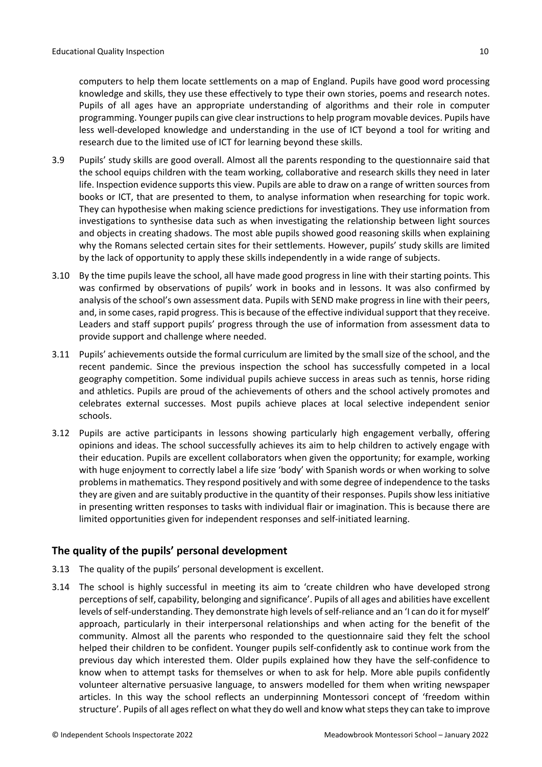computers to help them locate settlements on a map of England. Pupils have good word processing knowledge and skills, they use these effectively to type their own stories, poems and research notes. Pupils of all ages have an appropriate understanding of algorithms and their role in computer programming. Younger pupils can give clear instructions to help program movable devices. Pupils have less well-developed knowledge and understanding in the use of ICT beyond a tool for writing and research due to the limited use of ICT for learning beyond these skills.

3.9 Pupils' study skills are good overall. Almost all the parents responding to the questionnaire said that the school equips children with the team working, collaborative and research skills they need in later life. Inspection evidence supports this view. Pupils are able to draw on a range of written sources from books or ICT, that are presented to them, to analyse information when researching for topic work. They can hypothesise when making science predictions for investigations. They use information from investigations to synthesise data such as when investigating the relationship between light sources and objects in creating shadows. The most able pupils showed good reasoning skills when explaining why the Romans selected certain sites for their settlements. However, pupils' study skills are limited by the lack of opportunity to apply these skills independently in a wide range of subjects.

3.10 By the time pupils leave the school, all have made good progress in line with their starting points. This was confirmed by observations of pupils' work in books and in lessons. It was also confirmed by analysis of the school's own assessment data. Pupils with SEND make progress in line with their peers, and, in some cases, rapid progress. This is because of the effective individual support that they receive. Leaders and staff support pupils' progress through the use of information from assessment data to provide support and challenge where needed.

3.11 Pupils' achievements outside the formal curriculum are limited by the small size of the school, and the recent pandemic. Since the previous inspection the school has successfully competed in a local geography competition. Some individual pupils achieve success in areas such as tennis, horse riding and athletics. Pupils are proud of the achievements of others and the school actively promotes and celebrates external successes. Most pupils achieve places at local selective independent senior schools.

3.12 Pupils are active participants in lessons showing particularly high engagement verbally, offering opinions and ideas. The school successfully achieves its aim to help children to actively engage with their education. Pupils are excellent collaborators when given the opportunity; for example, working with huge enjoyment to correctly label a life size 'body' with Spanish words or when working to solve problems in mathematics. They respond positively and with some degree of independence to the tasks they are given and are suitably productive in the quantity of their responses. Pupils show less initiative in presenting written responses to tasks with individual flair or imagination. This is because there are limited opportunities given for independent responses and self-initiated learning.

## The quality of the pupils' personal development

3.13 The quality of the pupils' personal development is excellent.

3.14 The school is highly successful in meeting its aim to 'create children who have developed strong perceptions of self, capability, belonging and significance'. Pupils of all ages and abilities have excellent levels of self-understanding. They demonstrate high levels of self-reliance and an 'I can do it for myself' approach, particularly in their interpersonal relationships and when acting for the benefit of the community. Almost all the parents who responded to the questionnaire said they felt the school helped their children to be confident. Younger pupils self-confidently ask to continue work from the previous day which interested them. Older pupils explained how they have the self-confidence to know when to attempt tasks for themselves or when to ask for help. More able pupils confidently volunteer alternative persuasive language, to answers modelled for them when writing newspaper articles. In this way the school reflects an underpinning Montessori concept of 'freedom within structure'. Pupils of all ages reflect on what they do well and know what steps they can take to improve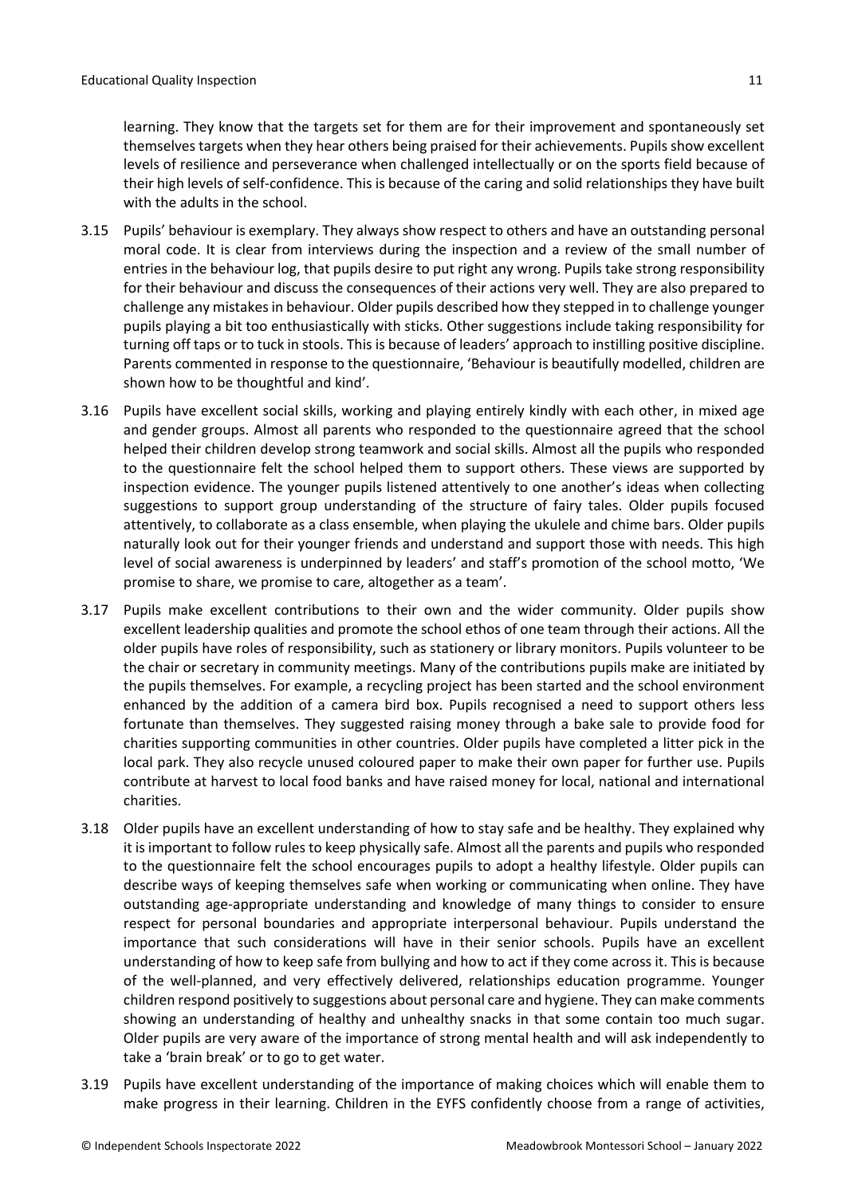learning. They know that the targets set for them are for their improvement and spontaneously set themselves targets when they hear others being praised for their achievements. Pupils show excellent levels of resilience and perseverance when challenged intellectually or on the sports field because of their high levels of self-confidence. This is because of the caring and solid relationships they have built with the adults in the school.

3.15 Pupils' behaviour is exemplary. They always show respect to others and have an outstanding personal moral code. It is clear from interviews during the inspection and a review of the small number of entries in the behaviour log, that pupils desire to put right any wrong. Pupils take strong responsibility for their behaviour and discuss the consequences of their actions very well. They are also prepared to challenge any mistakes in behaviour. Older pupils described how they stepped in to challenge younger pupils playing a bit too enthusiastically with sticks. Other suggestions include taking responsibility for turning off taps or to tuck in stools. This is because of leaders' approach to instilling positive discipline. Parents commented in response to the questionnaire, 'Behaviour is beautifully modelled, children are shown how to be thoughtful and kind'.

3.16 Pupils have excellent social skills, working and playing entirely kindly with each other, in mixed age and gender groups. Almost all parents who responded to the questionnaire agreed that the school helped their children develop strong teamwork and social skills. Almost all the pupils who responded to the questionnaire felt the school helped them to support others. These views are supported by inspection evidence. The younger pupils listened attentively to one another's ideas when collecting suggestions to support group understanding of the structure of fairy tales. Older pupils focused attentively, to collaborate as a class ensemble, when playing the ukulele and chime bars. Older pupils naturally look out for their younger friends and understand and support those with needs. This high level of social awareness is underpinned by leaders' and staff's promotion of the school motto, 'We promise to share, we promise to care, altogether as a team'.

3.17 Pupils make excellent contributions to their own and the wider community. Older pupils show excellent leadership qualities and promote the school ethos of one team through their actions. All the older pupils have roles of responsibility, such as stationery or library monitors. Pupils volunteer to be the chair or secretary in community meetings. Many of the contributions pupils make are initiated by the pupils themselves. For example, a recycling project has been started and the school environment enhanced by the addition of a camera bird box. Pupils recognised a need to support others less fortunate than themselves. They suggested raising money through a bake sale to provide food for charities supporting communities in other countries. Older pupils have completed a litter pick in the local park. They also recycle unused coloured paper to make their own paper for further use. Pupils contribute at harvest to local food banks and have raised money for local, national and international charities.

3.18 Older pupils have an excellent understanding of how to stay safe and be healthy. They explained why it is important to follow rules to keep physically safe. Almost all the parents and pupils who responded to the questionnaire felt the school encourages pupils to adopt a healthy lifestyle. Older pupils can describe ways of keeping themselves safe when working or communicating when online. They have outstanding age-appropriate understanding and knowledge of many things to consider to ensure respect for personal boundaries and appropriate interpersonal behaviour. Pupils understand the importance that such considerations will have in their senior schools. Pupils have an excellent understanding of how to keep safe from bullying and how to act if they come across it. This is because of the well-planned, and very effectively delivered, relationships education programme. Younger children respond positively to suggestions about personal care and hygiene. They can make comments showing an understanding of healthy and unhealthy snacks in that some contain too much sugar. Older pupils are very aware of the importance of strong mental health and will ask independently to take a 'brain break' or to go to get water.

3.19 Pupils have excellent understanding of the importance of making choices which will enable them to make progress in their learning. Children in the EYFS confidently choose from a range of activities,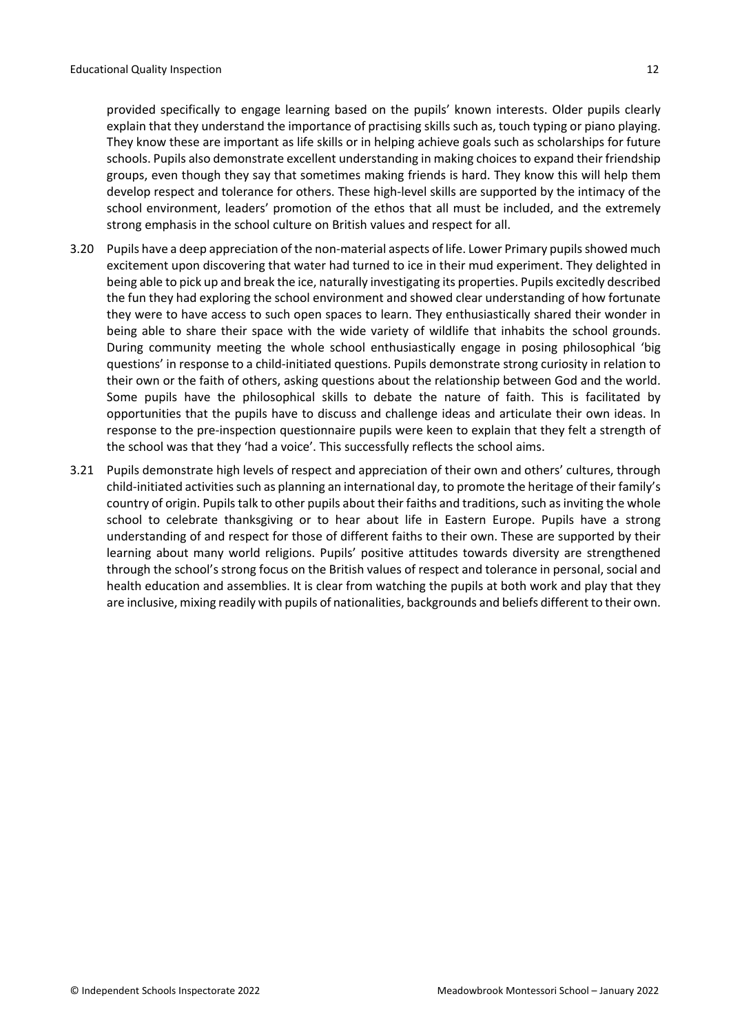provided specifically to engage learning based on the pupils' known interests. Older pupils clearly explain that they understand the importance of practising skills such as, touch typing or piano playing. They know these are important as life skills or in helping achieve goals such as scholarships for future schools. Pupils also demonstrate excellent understanding in making choices to expand their friendship groups, even though they say that sometimes making friends is hard. They know this will help them develop respect and tolerance for others. These high-level skills are supported by the intimacy of the school environment, leaders' promotion of the ethos that all must be included, and the extremely strong emphasis in the school culture on British values and respect for all.

3.20 Pupils have a deep appreciation of the non-material aspects of life. Lower Primary pupils showed much excitement upon discovering that water had turned to ice in their mud experiment. They delighted in being able to pick up and break the ice, naturally investigating its properties. Pupils excitedly described the fun they had exploring the school environment and showed clear understanding of how fortunate they were to have access to such open spaces to learn. They enthusiastically shared their wonder in being able to share their space with the wide variety of wildlife that inhabits the school grounds. During community meeting the whole school enthusiastically engage in posing philosophical 'big questions' in response to a child-initiated questions. Pupils demonstrate strong curiosity in relation to their own or the faith of others, asking questions about the relationship between God and the world. Some pupils have the philosophical skills to debate the nature of faith. This is facilitated by opportunities that the pupils have to discuss and challenge ideas and articulate their own ideas. In response to the pre-inspection questionnaire pupils were keen to explain that they felt a strength of the school was that they 'had a voice'. This successfully reflects the school aims.

3.21 Pupils demonstrate high levels of respect and appreciation of their own and others' cultures, through child-initiated activities such as planning an international day, to promote the heritage of their family's country of origin. Pupils talk to other pupils about their faiths and traditions, such as inviting the whole school to celebrate thanksgiving or to hear about life in Eastern Europe. Pupils have a strong understanding of and respect for those of different faiths to their own. These are supported by their learning about many world religions. Pupils' positive attitudes towards diversity are strengthened through the school's strong focus on the British values of respect and tolerance in personal, social and health education and assemblies. It is clear from watching the pupils at both work and play that they are inclusive, mixing readily with pupils of nationalities, backgrounds and beliefs different to their own.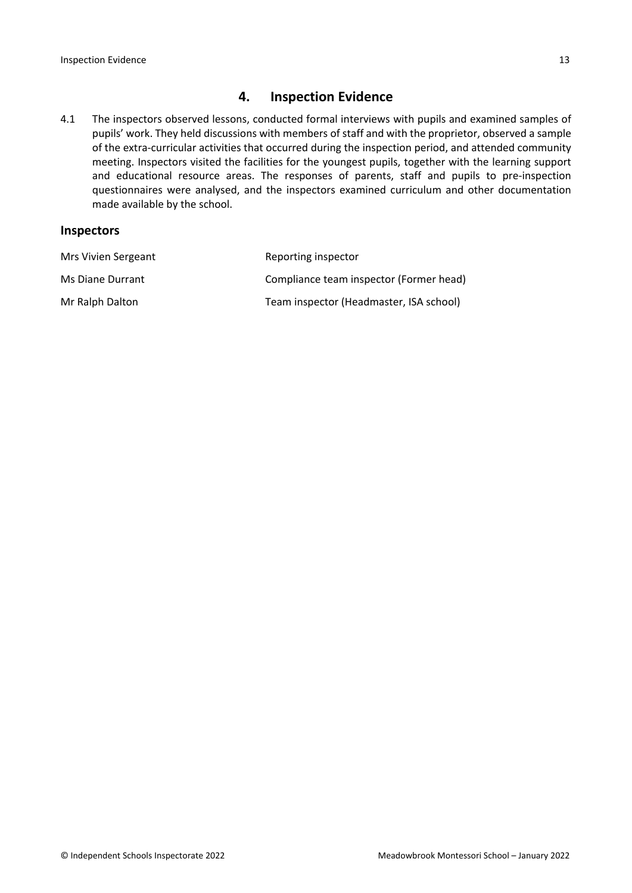## 4. Inspection Evidence

4.1 The inspectors observed lessons, conducted formal interviews with pupils and examined samples of pupils' work. They held discussions with members of staff and with the proprietor, observed a sample of the extra-curricular activities that occurred during the inspection period, and attended community meeting. Inspectors visited the facilities for the youngest pupils, together with the learning support and educational resource areas. The responses of parents, staff and pupils to pre-inspection questionnaires were analysed, and the inspectors examined curriculum and other documentation made available by the school.

### Inspectors

| | |
|---|---|
| Mrs Vivien Sergeant | Reporting inspector |
| Ms Diane Durrant | Compliance team inspector (Former head) |
| Mr Ralph Dalton | Team inspector (Headmaster, ISA school) |